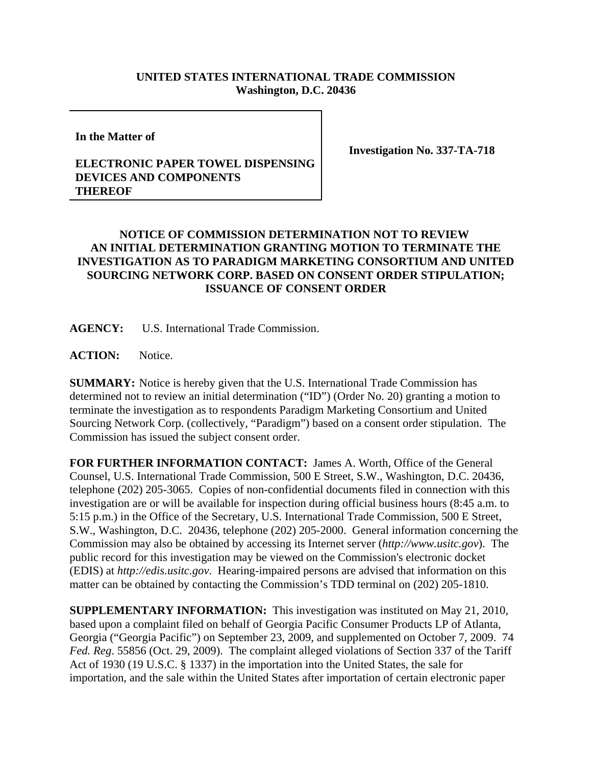**UNITED STATES INTERNATIONAL TRADE COMMISSION**
**Washington, D.C. 20436**

**In the Matter of**

**ELECTRONIC PAPER TOWEL DISPENSING DEVICES AND COMPONENTS THEREOF**

**Investigation No. 337-TA-718**

## NOTICE OF COMMISSION DETERMINATION NOT TO REVIEW AN INITIAL DETERMINATION GRANTING MOTION TO TERMINATE THE INVESTIGATION AS TO PARADIGM MARKETING CONSORTIUM AND UNITED SOURCING NETWORK CORP. BASED ON CONSENT ORDER STIPULATION; ISSUANCE OF CONSENT ORDER

**AGENCY:** U.S. International Trade Commission.

**ACTION:** Notice.

**SUMMARY:** Notice is hereby given that the U.S. International Trade Commission has determined not to review an initial determination ("ID") (Order No. 20) granting a motion to terminate the investigation as to respondents Paradigm Marketing Consortium and United Sourcing Network Corp. (collectively, "Paradigm") based on a consent order stipulation. The Commission has issued the subject consent order.

**FOR FURTHER INFORMATION CONTACT:** James A. Worth, Office of the General Counsel, U.S. International Trade Commission, 500 E Street, S.W., Washington, D.C. 20436, telephone (202) 205-3065. Copies of non-confidential documents filed in connection with this investigation are or will be available for inspection during official business hours (8:45 a.m. to 5:15 p.m.) in the Office of the Secretary, U.S. International Trade Commission, 500 E Street, S.W., Washington, D.C. 20436, telephone (202) 205-2000. General information concerning the Commission may also be obtained by accessing its Internet server (*http://www.usitc.gov*). The public record for this investigation may be viewed on the Commission's electronic docket (EDIS) at *http://edis.usitc.gov*. Hearing-impaired persons are advised that information on this matter can be obtained by contacting the Commission's TDD terminal on (202) 205-1810.

**SUPPLEMENTARY INFORMATION:** This investigation was instituted on May 21, 2010, based upon a complaint filed on behalf of Georgia Pacific Consumer Products LP of Atlanta, Georgia ("Georgia Pacific") on September 23, 2009, and supplemented on October 7, 2009. 74 *Fed. Reg*. 55856 (Oct. 29, 2009). The complaint alleged violations of Section 337 of the Tariff Act of 1930 (19 U.S.C. § 1337) in the importation into the United States, the sale for importation, and the sale within the United States after importation of certain electronic paper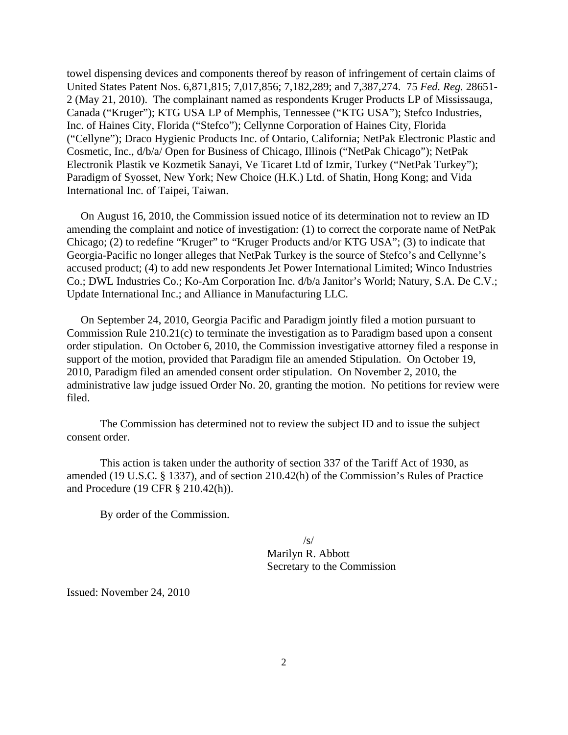towel dispensing devices and components thereof by reason of infringement of certain claims of United States Patent Nos. 6,871,815; 7,017,856; 7,182,289; and 7,387,274. 75 *Fed. Reg.* 28651-2 (May 21, 2010). The complainant named as respondents Kruger Products LP of Mississauga, Canada ("Kruger"); KTG USA LP of Memphis, Tennessee ("KTG USA"); Stefco Industries, Inc. of Haines City, Florida ("Stefco"); Cellynne Corporation of Haines City, Florida ("Cellyne"); Draco Hygienic Products Inc. of Ontario, California; NetPak Electronic Plastic and Cosmetic, Inc., d/b/a/ Open for Business of Chicago, Illinois ("NetPak Chicago"); NetPak Electronik Plastik ve Kozmetik Sanayi, Ve Ticaret Ltd of Izmir, Turkey ("NetPak Turkey"); Paradigm of Syosset, New York; New Choice (H.K.) Ltd. of Shatin, Hong Kong; and Vida International Inc. of Taipei, Taiwan.

On August 16, 2010, the Commission issued notice of its determination not to review an ID amending the complaint and notice of investigation: (1) to correct the corporate name of NetPak Chicago; (2) to redefine "Kruger" to "Kruger Products and/or KTG USA"; (3) to indicate that Georgia-Pacific no longer alleges that NetPak Turkey is the source of Stefco's and Cellynne's accused product; (4) to add new respondents Jet Power International Limited; Winco Industries Co.; DWL Industries Co.; Ko-Am Corporation Inc. d/b/a Janitor's World; Natury, S.A. De C.V.; Update International Inc.; and Alliance in Manufacturing LLC.

On September 24, 2010, Georgia Pacific and Paradigm jointly filed a motion pursuant to Commission Rule 210.21(c) to terminate the investigation as to Paradigm based upon a consent order stipulation. On October 6, 2010, the Commission investigative attorney filed a response in support of the motion, provided that Paradigm file an amended Stipulation. On October 19, 2010, Paradigm filed an amended consent order stipulation. On November 2, 2010, the administrative law judge issued Order No. 20, granting the motion. No petitions for review were filed.

The Commission has determined not to review the subject ID and to issue the subject consent order.

This action is taken under the authority of section 337 of the Tariff Act of 1930, as amended (19 U.S.C. § 1337), and of section 210.42(h) of the Commission's Rules of Practice and Procedure (19 CFR § 210.42(h)).

By order of the Commission.

/s/
Marilyn R. Abbott
Secretary to the Commission

Issued: November 24, 2010